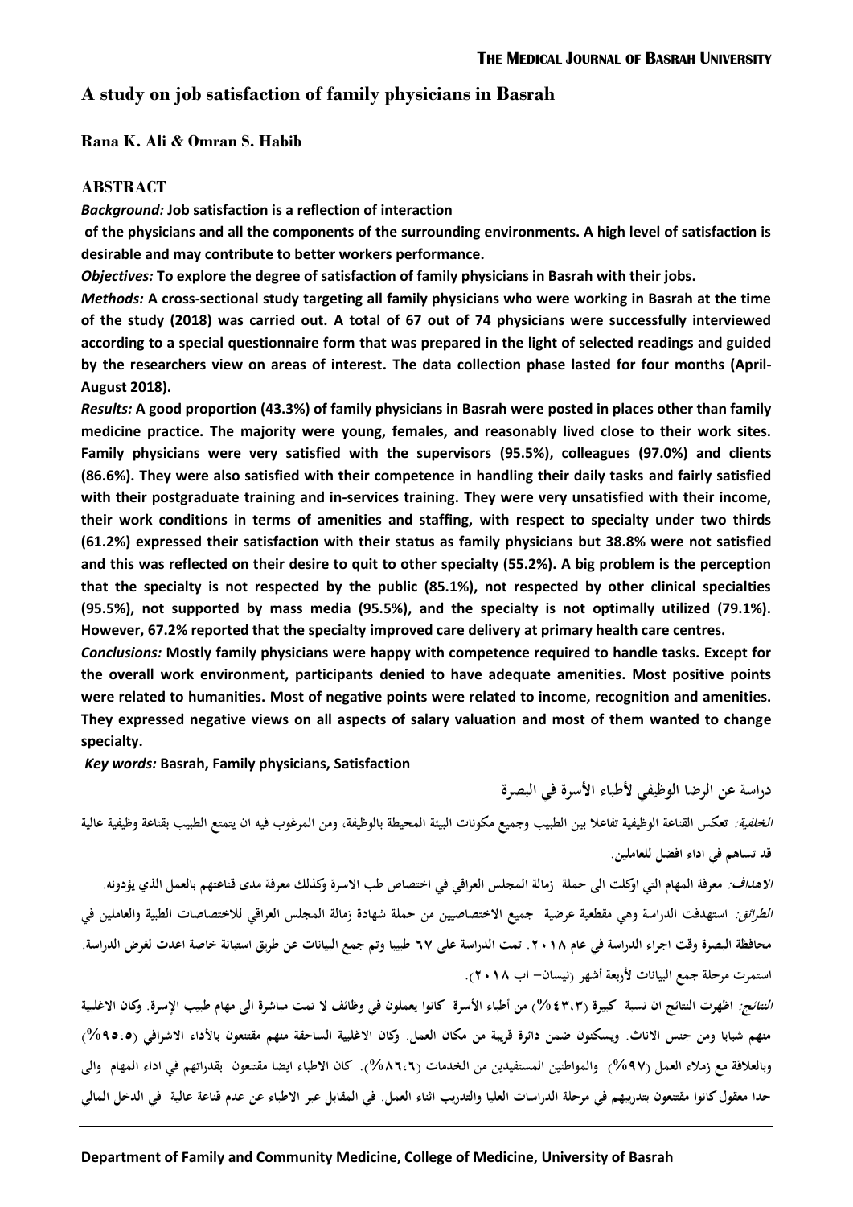# A study on job satisfaction of family physicians in Basrah

**Rana K. Ali & Omran S. Habib**

## ABSTRACT

***Background:*** **Job satisfaction is a reflection of interaction of the physicians and all the components of the surrounding environments. A high level of satisfaction is desirable and may contribute to better workers performance.**

***Objectives:*** **To explore the degree of satisfaction of family physicians in Basrah with their jobs.**

***Methods:*** **A cross-sectional study targeting all family physicians who were working in Basrah at the time of the study (2018) was carried out. A total of 67 out of 74 physicians were successfully interviewed according to a special questionnaire form that was prepared in the light of selected readings and guided by the researchers view on areas of interest. The data collection phase lasted for four months (April-August 2018).**

***Results:*** **A good proportion (43.3%) of family physicians in Basrah were posted in places other than family medicine practice. The majority were young, females, and reasonably lived close to their work sites. Family physicians were very satisfied with the supervisors (95.5%), colleagues (97.0%) and clients (86.6%). They were also satisfied with their competence in handling their daily tasks and fairly satisfied with their postgraduate training and in-services training. They were very unsatisfied with their income, their work conditions in terms of amenities and staffing, with respect to specialty under two thirds (61.2%) expressed their satisfaction with their status as family physicians but 38.8% were not satisfied and this was reflected on their desire to quit to other specialty (55.2%). A big problem is the perception that the specialty is not respected by the public (85.1%), not respected by other clinical specialties (95.5%), not supported by mass media (95.5%), and the specialty is not optimally utilized (79.1%). However, 67.2% reported that the specialty improved care delivery at primary health care centres.**

***Conclusions:*** **Mostly family physicians were happy with competence required to handle tasks. Except for the overall work environment, participants denied to have adequate amenities. Most positive points were related to humanities. Most of negative points were related to income, recognition and amenities. They expressed negative views on all aspects of salary valuation and most of them wanted to change specialty.**

***Key words:*** **Basrah, Family physicians, Satisfaction**

**دراسة عن الرضا الوظيفي لأطباء الأسرة في البصرة**

***الخلفية:*** **تعكس القناعة الوظيفية تفاعلا بين الطبيب وجميع مكونات البيئة المحيطة بالوظيفة، ومن المرغوب فيه ان يتمتع الطبيب بقناعة وظيفية عالية قد تساهم في اداء افضل للعاملين.**

***الاهداف:*** **معرفة المهام التي اوكلت الى حملة زمالة المجلس العراقي في اختصاص طب الاسرة وكذلك معرفة مدى قناعتهم بالعمل الذي يؤدونه.**

***الطرائق:*** **استهدفت الدراسة وهي مقطعية عرضية جميع الاختصاصيين من حملة شهادة زمالة المجلس العراقي للاختصاصات الطبية والعاملين في محافظة البصرة وقت اجراء الدراسة في عام ٢٠١٨. تمت الدراسة على ٦٧ طبيبا وتم جمع البيانات عن طريق استبانة خاصة اعدت لغرض الدراسة. استمرت مرحلة جمع البيانات لأربعة أشهر (نيسان– اب ٢٠١٨).**

***النتائج:*** **اظهرت النتائج ان نسبة كبيرة (٤٣،٣%) من أطباء الأسرة كانوا يعملون في وظائف لا تمت مباشرة الى مهام طبيب الإسرة. وكان الاغلبية منهم شبابا ومن جنس الاناث. ويسكنون ضمن دائرة قريبة من مكان العمل. وكان الاغلبية الساحقة منهم مقتنعون بالأداء الاشرافي (٩٥،٥%) وبالعلاقة مع زملاء العمل (٩٧%) والمواطنين المستفيدين من الخدمات (٨٦،٦%). كان الاطباء ايضا مقتنعون بقدراتهم في اداء المهام والى حدا معقول كانوا مقتنعون بتدريبهم في مرحلة الدراسات العليا والتدريب اثناء العمل. في المقابل عبر الاطباء عن عدم قناعة عالية في الدخل المالي**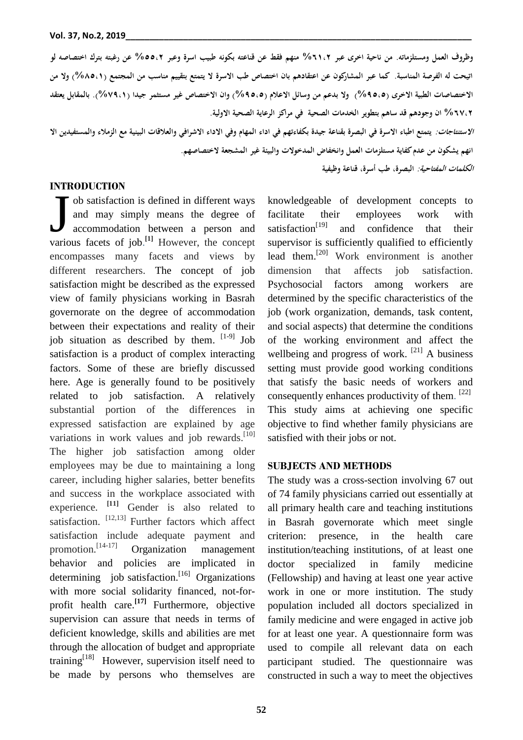وظروف العمل ومستلزماته. من ناحية اخرى عبر ٦١،٢% منهم فقط عن قناعته بكونه طبيب اسرة وعبر ٥٥،٢% عن رغبته بترك اختصاصه لو اتيحت له الفرصة المناسبة. كما عبر المشاركون عن اعتقادهم بان اختصاص طب الاسرة لا يتمتع بتقييم مناسب من المجتمع (٨٥،١%) ولا من الاختصاصات الطبية الاخرى (٩٥،٥%) ولا بدعم من وسائل الاعلام (٩٥،٥%) وان الاختصاص غير مستثمر جيدا (٧٩،١%). بالمقابل يعتقد ٦٧،٢% ان وجودهم قد ساهم بتطوير الخدمات الصحية في مراكز الرعاية الصحية الاولية.

*الاستنتاجات:* يتمتع اطباء الاسرة في البصرة بقناعة جيدة بكفاءتهم في اداء المهام وفي الاداء الاشرافي والعلاقات البينية مع الزملاء والمستفيدين الا انهم يشكون من عدم كفاية مستلزمات العمل وانخفاض المدخولات والبيئة غير المشجعة لاختصاصهم.

*الكلمات المفتاحية:* البصرة، طب أسرة، قناعة وظيفية

## INTRODUCTION

Job satisfaction is defined in different ways and may simply means the degree of accommodation between a person and various facets of job.[1] However, the concept encompasses many facets and views by different researchers. The concept of job satisfaction might be described as the expressed view of family physicians working in Basrah governorate on the degree of accommodation between their expectations and reality of their job situation as described by them. [1-9] Job satisfaction is a product of complex interacting factors. Some of these are briefly discussed here. Age is generally found to be positively related to job satisfaction. A relatively substantial portion of the differences in expressed satisfaction are explained by age variations in work values and job rewards.[10] The higher job satisfaction among older employees may be due to maintaining a long career, including higher salaries, better benefits and success in the workplace associated with experience. [11] Gender is also related to satisfaction. [12,13] Further factors which affect satisfaction include adequate payment and promotion.[14-17] Organization management behavior and policies are implicated in determining job satisfaction.[16] Organizations with more social solidarity financed, not-for-profit health care.[17] Furthermore, objective supervision can assure that needs in terms of deficient knowledge, skills and abilities are met through the allocation of budget and appropriate training[18] However, supervision itself need to be made by persons who themselves are knowledgeable of development concepts to facilitate their employees work with satisfaction[19] and confidence that their supervisor is sufficiently qualified to efficiently lead them.[20] Work environment is another dimension that affects job satisfaction. Psychosocial factors among workers are determined by the specific characteristics of the job (work organization, demands, task content, and social aspects) that determine the conditions of the working environment and affect the wellbeing and progress of work. [21] A business setting must provide good working conditions that satisfy the basic needs of workers and consequently enhances productivity of them. [22] This study aims at achieving one specific objective to find whether family physicians are satisfied with their jobs or not.

## SUBJECTS AND METHODS

The study was a cross-section involving 67 out of 74 family physicians carried out essentially at all primary health care and teaching institutions in Basrah governorate which meet single criterion: presence, in the health care institution/teaching institutions, of at least one doctor specialized in family medicine (Fellowship) and having at least one year active work in one or more institution. The study population included all doctors specialized in family medicine and were engaged in active job for at least one year. A questionnaire form was used to compile all relevant data on each participant studied. The questionnaire was constructed in such a way to meet the objectives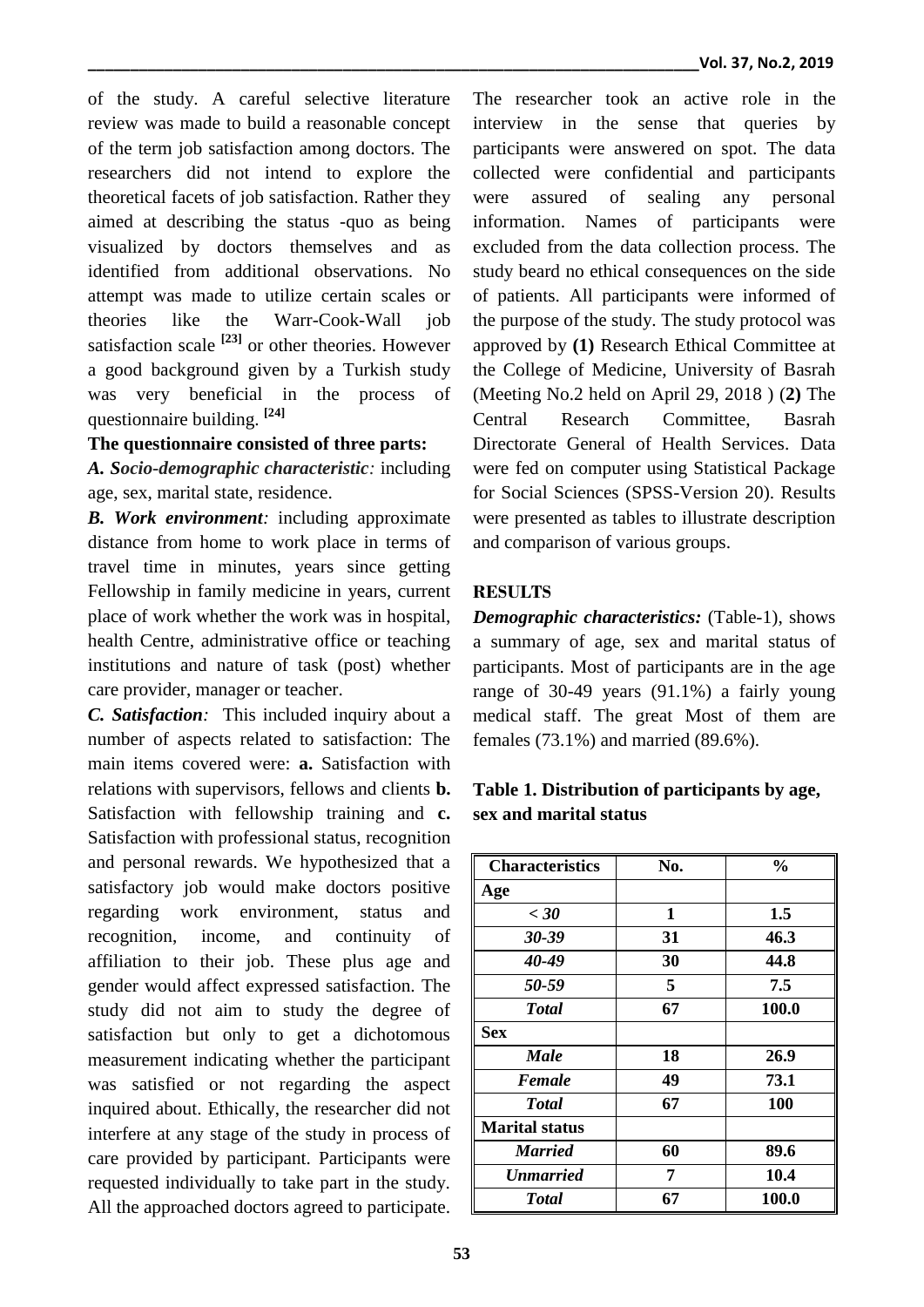of the study. A careful selective literature review was made to build a reasonable concept of the term job satisfaction among doctors. The researchers did not intend to explore the theoretical facets of job satisfaction. Rather they aimed at describing the status -quo as being visualized by doctors themselves and as identified from additional observations. No attempt was made to utilize certain scales or theories like the Warr-Cook-Wall job satisfaction scale [23] or other theories. However a good background given by a Turkish study was very beneficial in the process of questionnaire building. [24]

**The questionnaire consisted of three parts:**

***A. Socio-demographic characteristic:*** including age, sex, marital state, residence.

***B. Work environment:*** including approximate distance from home to work place in terms of travel time in minutes, years since getting Fellowship in family medicine in years, current place of work whether the work was in hospital, health Centre, administrative office or teaching institutions and nature of task (post) whether care provider, manager or teacher.

***C. Satisfaction:*** This included inquiry about a number of aspects related to satisfaction: The main items covered were: **a.** Satisfaction with relations with supervisors, fellows and clients **b.** Satisfaction with fellowship training and **c.** Satisfaction with professional status, recognition and personal rewards. We hypothesized that a satisfactory job would make doctors positive regarding work environment, status and recognition, income, and continuity of affiliation to their job. These plus age and gender would affect expressed satisfaction. The study did not aim to study the degree of satisfaction but only to get a dichotomous measurement indicating whether the participant was satisfied or not regarding the aspect inquired about. Ethically, the researcher did not interfere at any stage of the study in process of care provided by participant. Participants were requested individually to take part in the study. All the approached doctors agreed to participate. The researcher took an active role in the interview in the sense that queries by participants were answered on spot. The data collected were confidential and participants were assured of sealing any personal information. Names of participants were excluded from the data collection process. The study beard no ethical consequences on the side of patients. All participants were informed of the purpose of the study. The study protocol was approved by **(1)** Research Ethical Committee at the College of Medicine, University of Basrah (Meeting No.2 held on April 29, 2018 ) (**2)** The Central Research Committee, Basrah Directorate General of Health Services. Data were fed on computer using Statistical Package for Social Sciences (SPSS-Version 20). Results were presented as tables to illustrate description and comparison of various groups.

## RESULTS

***Demographic characteristics:*** (Table-1), shows a summary of age, sex and marital status of participants. Most of participants are in the age range of 30-49 years (91.1%) a fairly young medical staff. The great Most of them are females (73.1%) and married (89.6%).

**Table 1. Distribution of participants by age, sex and marital status**

| Characteristics | No. | % |
|---|---|---|
| **Age** | | |
| *< 30* | 1 | 1.5 |
| *30-39* | 31 | 46.3 |
| *40-49* | 30 | 44.8 |
| *50-59* | 5 | 7.5 |
| *Total* | 67 | 100.0 |
| **Sex** | | |
| *Male* | 18 | 26.9 |
| *Female* | 49 | 73.1 |
| *Total* | 67 | 100 |
| **Marital status** | | |
| *Married* | 60 | 89.6 |
| *Unmarried* | 7 | 10.4 |
| *Total* | 67 | 100.0 |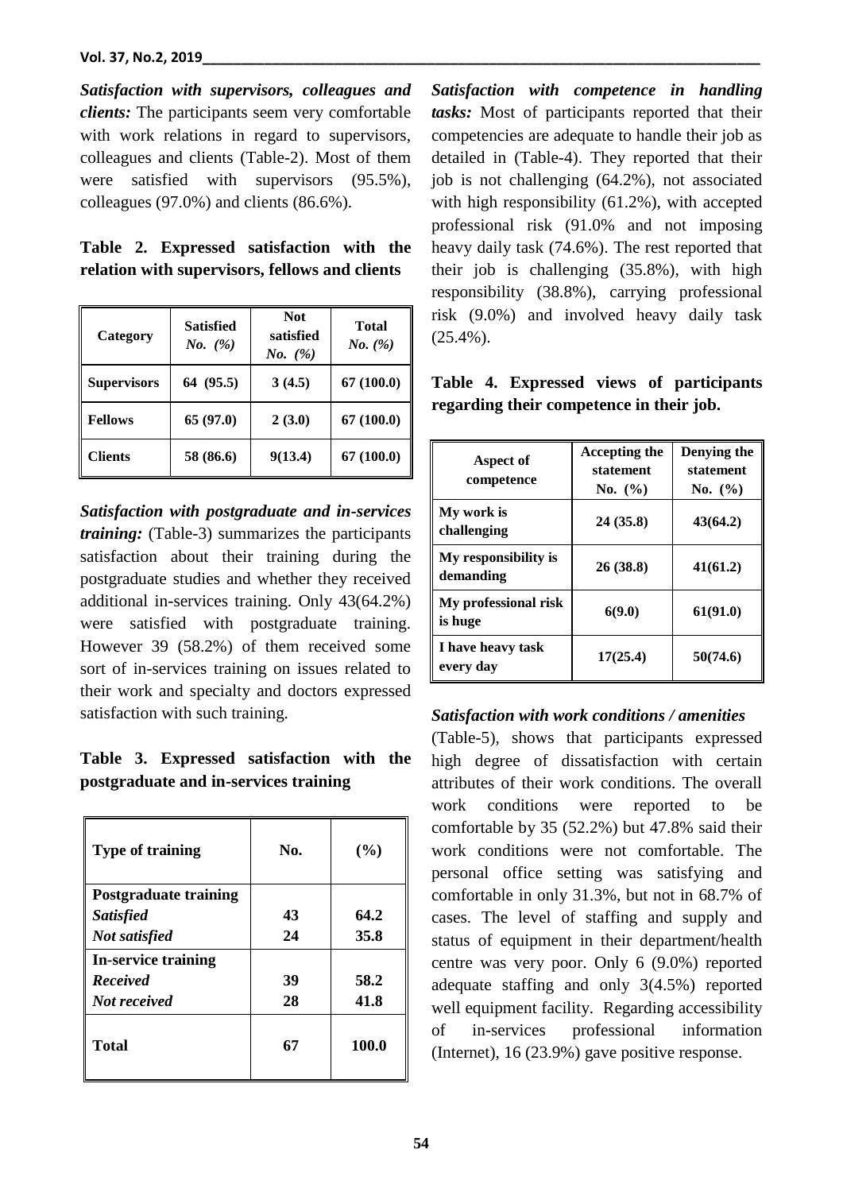***Satisfaction with supervisors, colleagues and clients:*** The participants seem very comfortable with work relations in regard to supervisors, colleagues and clients (Table-2). Most of them were satisfied with supervisors (95.5%), colleagues (97.0%) and clients (86.6%).

**Table 2. Expressed satisfaction with the relation with supervisors, fellows and clients**

| Category | Satisfied *No. (%)* | Not satisfied *No. (%)* | Total *No. (%)* |
|---|---|---|---|
| **Supervisors** | **64 (95.5)** | **3 (4.5)** | **67 (100.0)** |
| **Fellows** | **65 (97.0)** | **2 (3.0)** | **67 (100.0)** |
| **Clients** | **58 (86.6)** | **9(13.4)** | **67 (100.0)** |

***Satisfaction with postgraduate and in-services training:*** (Table-3) summarizes the participants satisfaction about their training during the postgraduate studies and whether they received additional in-services training. Only 43(64.2%) were satisfied with postgraduate training. However 39 (58.2%) of them received some sort of in-services training on issues related to their work and specialty and doctors expressed satisfaction with such training.

**Table 3. Expressed satisfaction with the postgraduate and in-services training**

| Type of training | No. | (%) |
|---|---|---|
| **Postgraduate training** | | |
| ***Satisfied*** | **43** | **64.2** |
| ***Not satisfied*** | **24** | **35.8** |
| **In-service training** | | |
| ***Received*** | **39** | **58.2** |
| ***Not received*** | **28** | **41.8** |
| **Total** | **67** | **100.0** |

***Satisfaction with competence in handling tasks:*** Most of participants reported that their competencies are adequate to handle their job as detailed in (Table-4). They reported that their job is not challenging (64.2%), not associated with high responsibility (61.2%), with accepted professional risk (91.0% and not imposing heavy daily task (74.6%). The rest reported that their job is challenging (35.8%), with high responsibility (38.8%), carrying professional risk (9.0%) and involved heavy daily task (25.4%).

**Table 4. Expressed views of participants regarding their competence in their job.**

| Aspect of competence | Accepting the statement No. (%) | Denying the statement No. (%) |
|---|---|---|
| **My work is challenging** | **24 (35.8)** | **43(64.2)** |
| **My responsibility is demanding** | **26 (38.8)** | **41(61.2)** |
| **My professional risk is huge** | **6(9.0)** | **61(91.0)** |
| **I have heavy task every day** | **17(25.4)** | **50(74.6)** |

***Satisfaction with work conditions / amenities*** (Table-5), shows that participants expressed high degree of dissatisfaction with certain attributes of their work conditions. The overall work conditions were reported to be comfortable by 35 (52.2%) but 47.8% said their work conditions were not comfortable. The personal office setting was satisfying and comfortable in only 31.3%, but not in 68.7% of cases. The level of staffing and supply and status of equipment in their department/health centre was very poor. Only 6 (9.0%) reported adequate staffing and only 3(4.5%) reported well equipment facility. Regarding accessibility of in-services professional information (Internet), 16 (23.9%) gave positive response.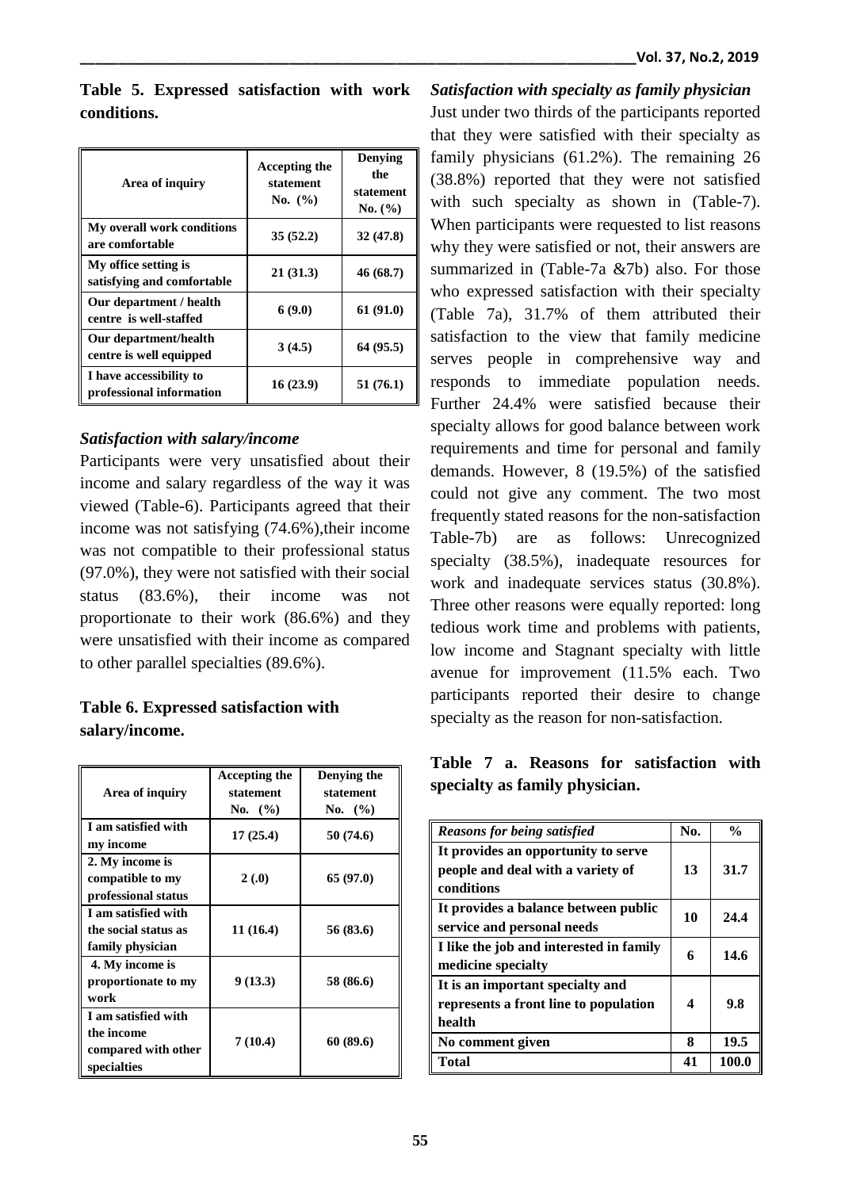**Table 5. Expressed satisfaction with work conditions.**

| Area of inquiry | Accepting the statement No. (%) | Denying the statement No. (%) |
|---|---|---|
| My overall work conditions are comfortable | 35 (52.2) | 32 (47.8) |
| My office setting is satisfying and comfortable | 21 (31.3) | 46 (68.7) |
| Our department / health centre is well-staffed | 6 (9.0) | 61 (91.0) |
| Our department/health centre is well equipped | 3 (4.5) | 64 (95.5) |
| I have accessibility to professional information | 16 (23.9) | 51 (76.1) |

### *Satisfaction with salary/income*

Participants were very unsatisfied about their income and salary regardless of the way it was viewed (Table-6). Participants agreed that their income was not satisfying (74.6%),their income was not compatible to their professional status (97.0%), they were not satisfied with their social status (83.6%), their income was not proportionate to their work (86.6%) and they were unsatisfied with their income as compared to other parallel specialties (89.6%).

**Table 6. Expressed satisfaction with salary/income.**

| Area of inquiry | Accepting the statement No. (%) | Denying the statement No. (%) |
|---|---|---|
| I am satisfied with my income | 17 (25.4) | 50 (74.6) |
| 2. My income is compatible to my professional status | 2 (.0) | 65 (97.0) |
| I am satisfied with the social status as family physician | 11 (16.4) | 56 (83.6) |
| 4. My income is proportionate to my work | 9 (13.3) | 58 (86.6) |
| I am satisfied with the income compared with other specialties | 7 (10.4) | 60 (89.6) |

### *Satisfaction with specialty as family physician*

Just under two thirds of the participants reported that they were satisfied with their specialty as family physicians (61.2%). The remaining 26 (38.8%) reported that they were not satisfied with such specialty as shown in (Table-7). When participants were requested to list reasons why they were satisfied or not, their answers are summarized in (Table-7a &7b) also. For those who expressed satisfaction with their specialty (Table 7a), 31.7% of them attributed their satisfaction to the view that family medicine serves people in comprehensive way and responds to immediate population needs. Further 24.4% were satisfied because their specialty allows for good balance between work requirements and time for personal and family demands. However, 8 (19.5%) of the satisfied could not give any comment. The two most frequently stated reasons for the non-satisfaction Table-7b) are as follows: Unrecognized specialty (38.5%), inadequate resources for work and inadequate services status (30.8%). Three other reasons were equally reported: long tedious work time and problems with patients, low income and Stagnant specialty with little avenue for improvement (11.5% each. Two participants reported their desire to change specialty as the reason for non-satisfaction.

**Table 7 a. Reasons for satisfaction with specialty as family physician.**

| *Reasons for being satisfied* | No. | % |
|---|---|---|
| It provides an opportunity to serve people and deal with a variety of conditions | 13 | 31.7 |
| It provides a balance between public service and personal needs | 10 | 24.4 |
| I like the job and interested in family medicine specialty | 6 | 14.6 |
| It is an important specialty and represents a front line to population health | 4 | 9.8 |
| No comment given | 8 | 19.5 |
| **Total** | **41** | **100.0** |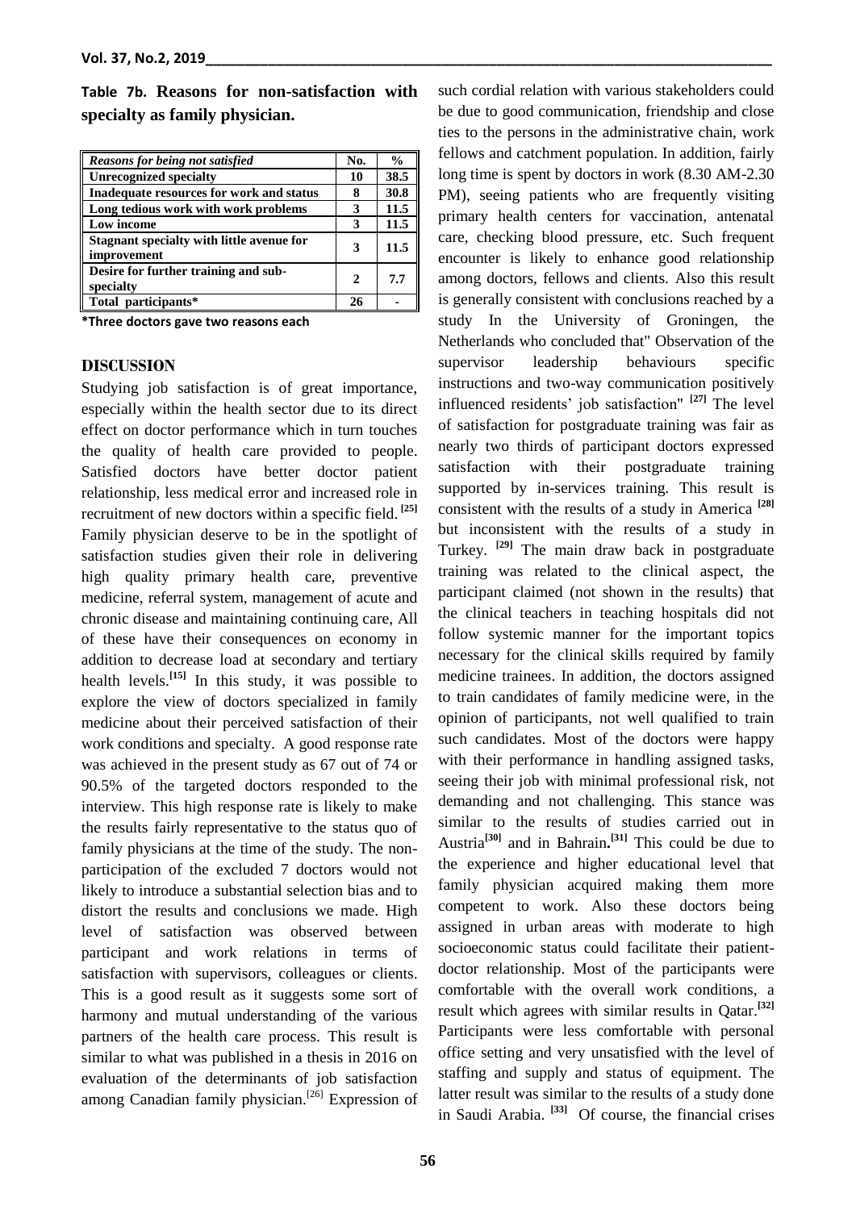**Table 7b. Reasons for non-satisfaction with specialty as family physician.**

| *Reasons for being not satisfied* | No. | % |
|---|---|---|
| **Unrecognized specialty** | **10** | **38.5** |
| **Inadequate resources for work and status** | **8** | **30.8** |
| **Long tedious work with work problems** | **3** | **11.5** |
| **Low income** | **3** | **11.5** |
| **Stagnant specialty with little avenue for improvement** | **3** | **11.5** |
| **Desire for further training and sub-specialty** | **2** | **7.7** |
| **Total participants*** | **26** | **-** |

**\*Three doctors gave two reasons each**

## DISCUSSION

Studying job satisfaction is of great importance, especially within the health sector due to its direct effect on doctor performance which in turn touches the quality of health care provided to people. Satisfied doctors have better doctor patient relationship, less medical error and increased role in recruitment of new doctors within a specific field.[25] Family physician deserve to be in the spotlight of satisfaction studies given their role in delivering high quality primary health care, preventive medicine, referral system, management of acute and chronic disease and maintaining continuing care, All of these have their consequences on economy in addition to decrease load at secondary and tertiary health levels.[15] In this study, it was possible to explore the view of doctors specialized in family medicine about their perceived satisfaction of their work conditions and specialty. A good response rate was achieved in the present study as 67 out of 74 or 90.5% of the targeted doctors responded to the interview. This high response rate is likely to make the results fairly representative to the status quo of family physicians at the time of the study. The non-participation of the excluded 7 doctors would not likely to introduce a substantial selection bias and to distort the results and conclusions we made. High level of satisfaction was observed between participant and work relations in terms of satisfaction with supervisors, colleagues or clients. This is a good result as it suggests some sort of harmony and mutual understanding of the various partners of the health care process. This result is similar to what was published in a thesis in 2016 on evaluation of the determinants of job satisfaction among Canadian family physician.[26] Expression of such cordial relation with various stakeholders could be due to good communication, friendship and close ties to the persons in the administrative chain, work fellows and catchment population. In addition, fairly long time is spent by doctors in work (8.30 AM-2.30 PM), seeing patients who are frequently visiting primary health centers for vaccination, antenatal care, checking blood pressure, etc. Such frequent encounter is likely to enhance good relationship among doctors, fellows and clients. Also this result is generally consistent with conclusions reached by a study In the University of Groningen, the Netherlands who concluded that" Observation of the supervisor leadership behaviours specific instructions and two-way communication positively influenced residents' job satisfaction" [27] The level of satisfaction for postgraduate training was fair as nearly two thirds of participant doctors expressed satisfaction with their postgraduate training supported by in-services training. This result is consistent with the results of a study in America [28] but inconsistent with the results of a study in Turkey. [29] The main draw back in postgraduate training was related to the clinical aspect, the participant claimed (not shown in the results) that the clinical teachers in teaching hospitals did not follow systemic manner for the important topics necessary for the clinical skills required by family medicine trainees. In addition, the doctors assigned to train candidates of family medicine were, in the opinion of participants, not well qualified to train such candidates. Most of the doctors were happy with their performance in handling assigned tasks, seeing their job with minimal professional risk, not demanding and not challenging. This stance was similar to the results of studies carried out in Austria[30] and in Bahrain.[31] This could be due to the experience and higher educational level that family physician acquired making them more competent to work. Also these doctors being assigned in urban areas with moderate to high socioeconomic status could facilitate their patient-doctor relationship. Most of the participants were comfortable with the overall work conditions, a result which agrees with similar results in Qatar.[32] Participants were less comfortable with personal office setting and very unsatisfied with the level of staffing and supply and status of equipment. The latter result was similar to the results of a study done in Saudi Arabia. [33] Of course, the financial crises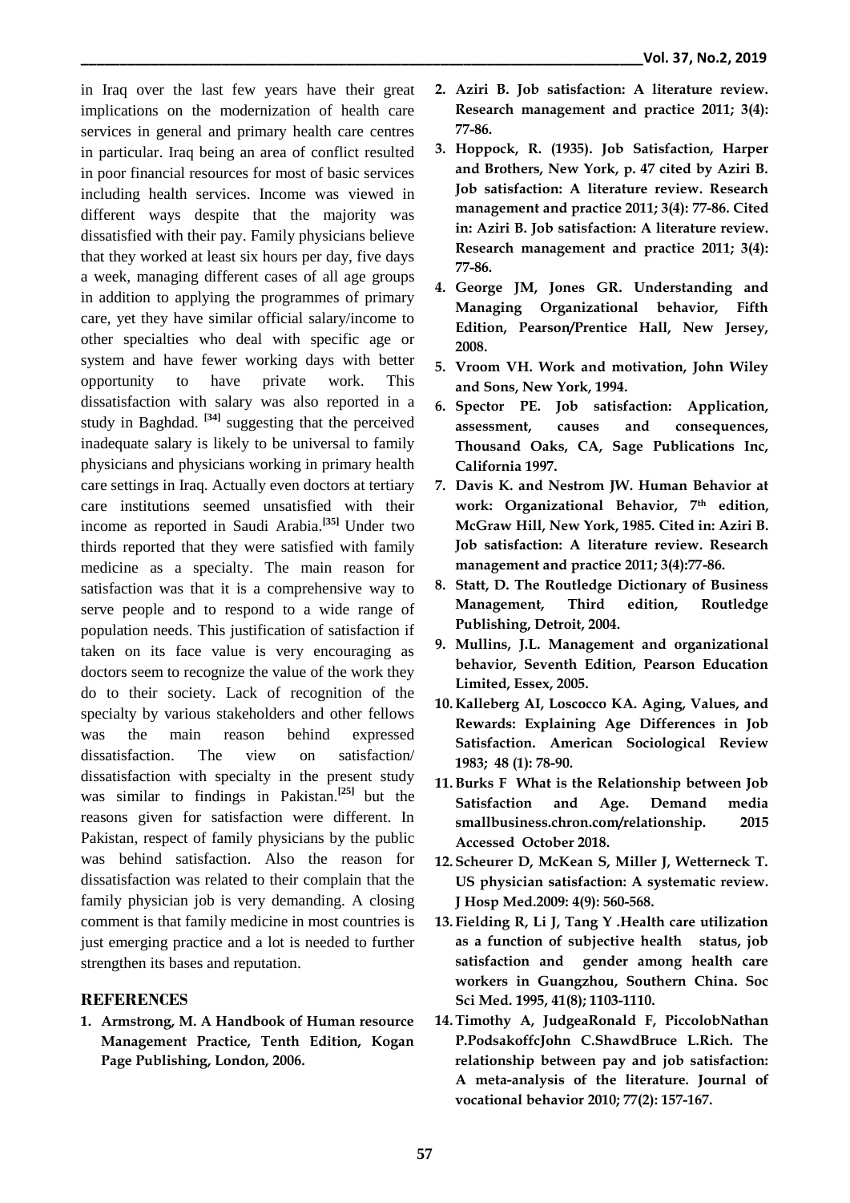in Iraq over the last few years have their great implications on the modernization of health care services in general and primary health care centres in particular. Iraq being an area of conflict resulted in poor financial resources for most of basic services including health services. Income was viewed in different ways despite that the majority was dissatisfied with their pay. Family physicians believe that they worked at least six hours per day, five days a week, managing different cases of all age groups in addition to applying the programmes of primary care, yet they have similar official salary/income to other specialties who deal with specific age or system and have fewer working days with better opportunity to have private work. This dissatisfaction with salary was also reported in a study in Baghdad. [34] suggesting that the perceived inadequate salary is likely to be universal to family physicians and physicians working in primary health care settings in Iraq. Actually even doctors at tertiary care institutions seemed unsatisfied with their income as reported in Saudi Arabia.[35] Under two thirds reported that they were satisfied with family medicine as a specialty. The main reason for satisfaction was that it is a comprehensive way to serve people and to respond to a wide range of population needs. This justification of satisfaction if taken on its face value is very encouraging as doctors seem to recognize the value of the work they do to their society. Lack of recognition of the specialty by various stakeholders and other fellows was the main reason behind expressed dissatisfaction. The view on satisfaction/ dissatisfaction with specialty in the present study was similar to findings in Pakistan.[25] but the reasons given for satisfaction were different. In Pakistan, respect of family physicians by the public was behind satisfaction. Also the reason for dissatisfaction was related to their complain that the family physician job is very demanding. A closing comment is that family medicine in most countries is just emerging practice and a lot is needed to further strengthen its bases and reputation.

## REFERENCES

1. **Armstrong, M. A Handbook of Human resource Management Practice, Tenth Edition, Kogan Page Publishing, London, 2006.**
2. **Aziri B. Job satisfaction: A literature review. Research management and practice 2011; 3(4): 77-86.**
3. **Hoppock, R. (1935). Job Satisfaction, Harper and Brothers, New York, p. 47 cited by Aziri B. Job satisfaction: A literature review. Research management and practice 2011; 3(4): 77-86. Cited in: Aziri B. Job satisfaction: A literature review. Research management and practice 2011; 3(4): 77-86.**
4. **George JM, Jones GR. Understanding and Managing Organizational behavior, Fifth Edition, Pearson/Prentice Hall, New Jersey, 2008.**
5. **Vroom VH. Work and motivation, John Wiley and Sons, New York, 1994.**
6. **Spector PE. Job satisfaction: Application, assessment, causes and consequences, Thousand Oaks, CA, Sage Publications Inc, California 1997.**
7. **Davis K. and Nestrom JW. Human Behavior at work: Organizational Behavior, 7th edition, McGraw Hill, New York, 1985. Cited in: Aziri B. Job satisfaction: A literature review. Research management and practice 2011; 3(4):77-86.**
8. **Statt, D. The Routledge Dictionary of Business Management, Third edition, Routledge Publishing, Detroit, 2004.**
9. **Mullins, J.L. Management and organizational behavior, Seventh Edition, Pearson Education Limited, Essex, 2005.**
10. **Kalleberg AI, Loscocco KA. Aging, Values, and Rewards: Explaining Age Differences in Job Satisfaction. American Sociological Review 1983; 48 (1): 78-90.**
11. **Burks F What is the Relationship between Job Satisfaction and Age. Demand media smallbusiness.chron.com/relationship. 2015 Accessed October 2018.**
12. **Scheurer D, McKean S, Miller J, Wetterneck T. US physician satisfaction: A systematic review. J Hosp Med.2009: 4(9): 560-568.**
13. **Fielding R, Li J, Tang Y .Health care utilization as a function of subjective health status, job satisfaction and gender among health care workers in Guangzhou, Southern China. Soc Sci Med. 1995, 41(8); 1103-1110.**
14. **Timothy A, JudgeaRonald F, PiccolobNathan P.PodsakoffcJohn C.ShawdBruce L.Rich. The relationship between pay and job satisfaction: A meta-analysis of the literature. Journal of vocational behavior 2010; 77(2): 157-167.**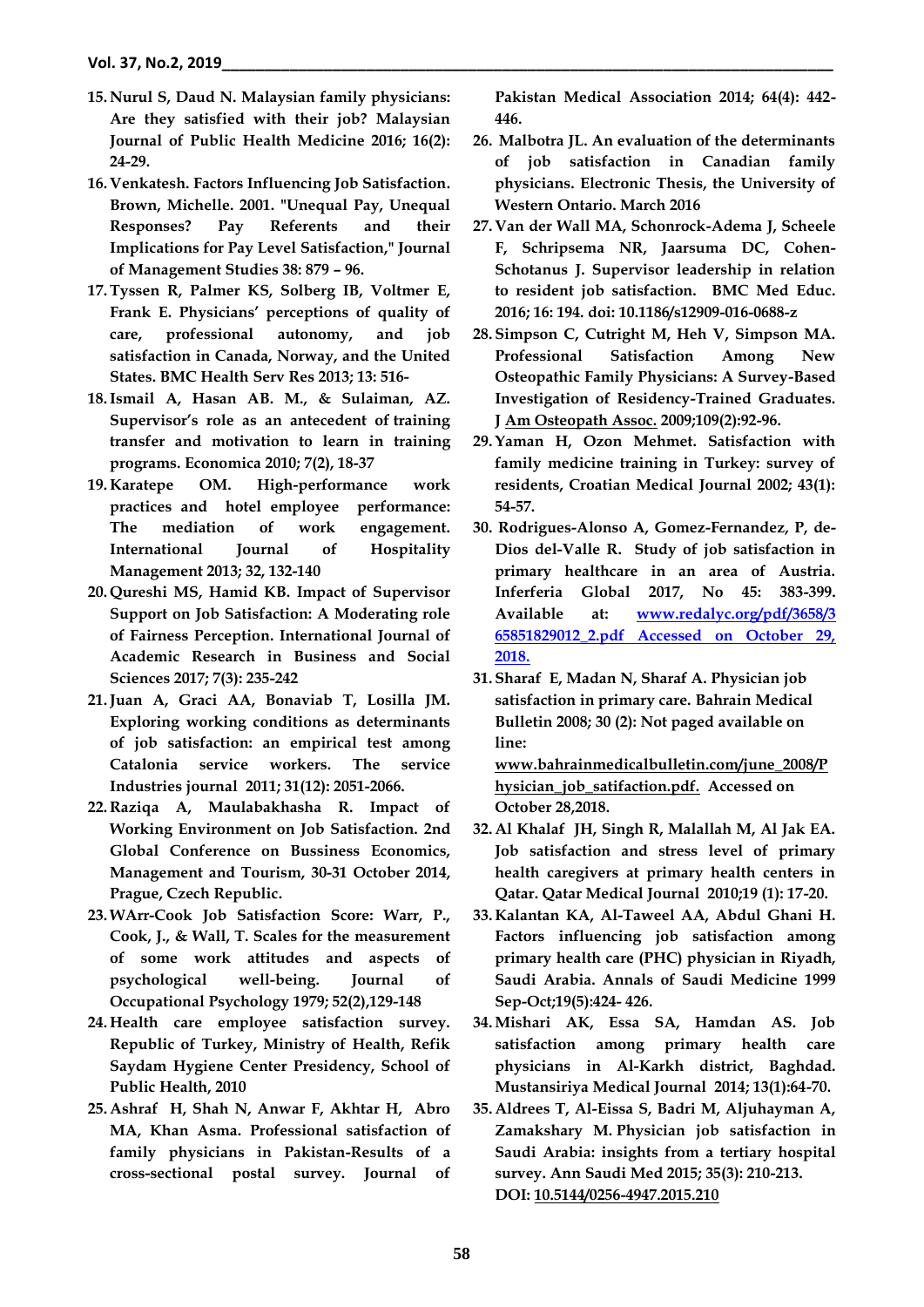15. Nurul S, Daud N. Malaysian family physicians: Are they satisfied with their job? Malaysian Journal of Public Health Medicine 2016; 16(2): 24-29.
16. Venkatesh. Factors Influencing Job Satisfaction. Brown, Michelle. 2001. "Unequal Pay, Unequal Responses? Pay Referents and their Implications for Pay Level Satisfaction," Journal of Management Studies 38: 879 – 96.
17. Tyssen R, Palmer KS, Solberg IB, Voltmer E, Frank E. Physicians' perceptions of quality of care, professional autonomy, and job satisfaction in Canada, Norway, and the United States. BMC Health Serv Res 2013; 13: 516-
18. Ismail A, Hasan AB. M., & Sulaiman, AZ. Supervisor's role as an antecedent of training transfer and motivation to learn in training programs. Economica 2010; 7(2), 18-37
19. Karatepe OM. High-performance work practices and hotel employee performance: The mediation of work engagement. International Journal of Hospitality Management 2013; 32, 132-140
20. Qureshi MS, Hamid KB. Impact of Supervisor Support on Job Satisfaction: A Moderating role of Fairness Perception. International Journal of Academic Research in Business and Social Sciences 2017; 7(3): 235-242
21. Juan A, Graci AA, Bonaviab T, Losilla JM. Exploring working conditions as determinants of job satisfaction: an empirical test among Catalonia service workers. The service Industries journal 2011; 31(12): 2051-2066.
22. Raziqa A, Maulabakhasha R. Impact of Working Environment on Job Satisfaction. 2nd Global Conference on Bussiness Economics, Management and Tourism, 30-31 October 2014, Prague, Czech Republic.
23. WArr-Cook Job Satisfaction Score: Warr, P., Cook, J., & Wall, T. Scales for the measurement of some work attitudes and aspects of psychological well-being. Journal of Occupational Psychology 1979; 52(2),129-148
24. Health care employee satisfaction survey. Republic of Turkey, Ministry of Health, Refik Saydam Hygiene Center Presidency, School of Public Health, 2010
25. Ashraf H, Shah N, Anwar F, Akhtar H, Abro MA, Khan Asma. Professional satisfaction of family physicians in Pakistan-Results of a cross-sectional postal survey. Journal of Pakistan Medical Association 2014; 64(4): 442-446.
26. Malbotra JL. An evaluation of the determinants of job satisfaction in Canadian family physicians. Electronic Thesis, the University of Western Ontario. March 2016
27. Van der Wall MA, Schonrock-Adema J, Scheele F, Schripsema NR, Jaarsuma DC, Cohen-Schotanus J. Supervisor leadership in relation to resident job satisfaction. BMC Med Educ. 2016; 16: 194. doi: 10.1186/s12909-016-0688-z
28. Simpson C, Cutright M, Heh V, Simpson MA. Professional Satisfaction Among New Osteopathic Family Physicians: A Survey-Based Investigation of Residency-Trained Graduates. J Am Osteopath Assoc. 2009;109(2):92-96.
29. Yaman H, Ozon Mehmet. Satisfaction with family medicine training in Turkey: survey of residents, Croatian Medical Journal 2002; 43(1): 54-57.
30. Rodrigues-Alonso A, Gomez-Fernandez, P, de-Dios del-Valle R. Study of job satisfaction in primary healthcare in an area of Austria. Inferferia Global 2017, No 45: 383-399. Available at: www.redalyc.org/pdf/3658/365851829012_2.pdf Accessed on October 29, 2018.
31. Sharaf E, Madan N, Sharaf A. Physician job satisfaction in primary care. Bahrain Medical Bulletin 2008; 30 (2): Not paged available on line: www.bahrainmedicalbulletin.com/june_2008/Physician_job_satifaction.pdf. Accessed on October 28,2018.
32. Al Khalaf JH, Singh R, Malallah M, Al Jak EA. Job satisfaction and stress level of primary health caregivers at primary health centers in Qatar. Qatar Medical Journal 2010;19 (1): 17-20.
33. Kalantan KA, Al-Taweel AA, Abdul Ghani H. Factors influencing job satisfaction among primary health care (PHC) physician in Riyadh, Saudi Arabia. Annals of Saudi Medicine 1999 Sep-Oct;19(5):424- 426.
34. Mishari AK, Essa SA, Hamdan AS. Job satisfaction among primary health care physicians in Al-Karkh district, Baghdad. Mustansiriya Medical Journal 2014; 13(1):64-70.
35. Aldrees T, Al-Eissa S, Badri M, Aljuhayman A, Zamakshary M. Physician job satisfaction in Saudi Arabia: insights from a tertiary hospital survey. Ann Saudi Med 2015; 35(3): 210-213. DOI: 10.5144/0256-4947.2015.210